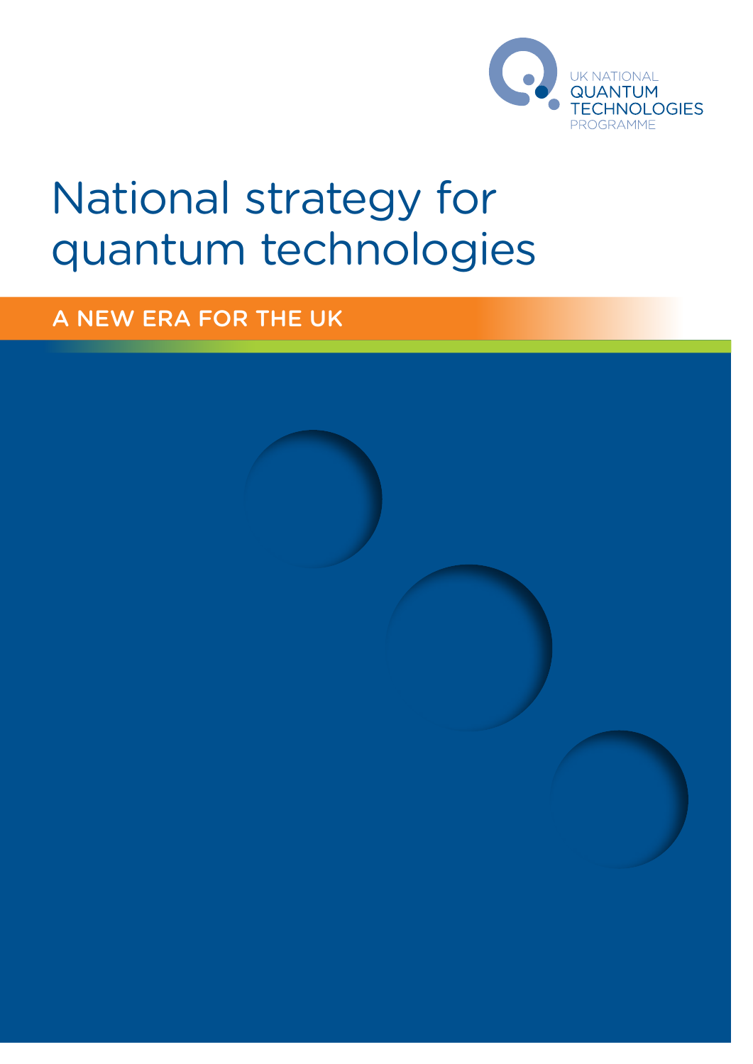UK NATIONAL QUANTUM TECHNOLOGIES PROGRAMME

# National strategy for quantum technologies

## A NEW ERA FOR THE UK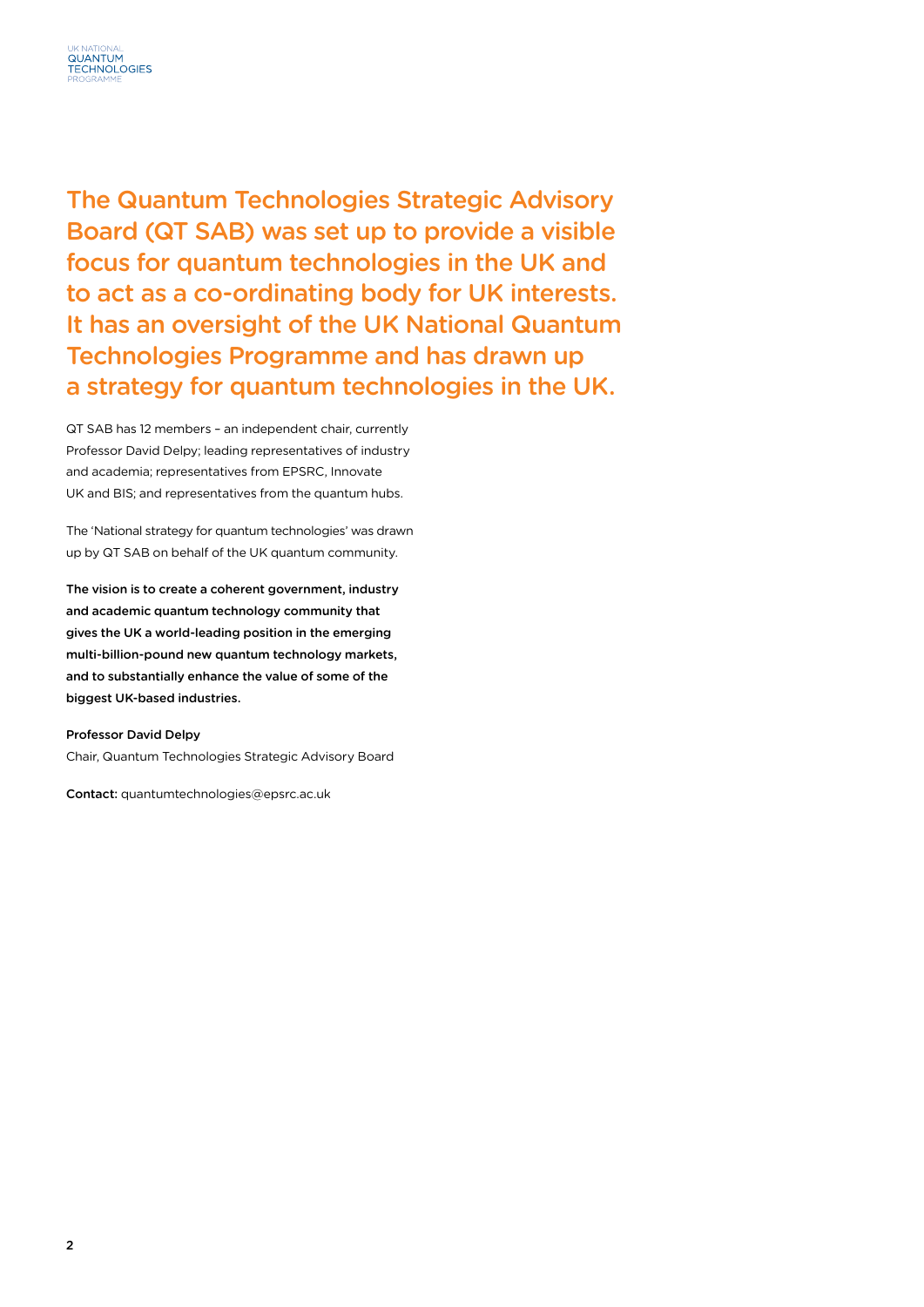## The Quantum Technologies Strategic Advisory Board (QT SAB) was set up to provide a visible focus for quantum technologies in the UK and to act as a co-ordinating body for UK interests. It has an oversight of the UK National Quantum Technologies Programme and has drawn up a strategy for quantum technologies in the UK.

QT SAB has 12 members – an independent chair, currently Professor David Delpy; leading representatives of industry and academia; representatives from EPSRC, Innovate UK and BIS; and representatives from the quantum hubs.

The 'National strategy for quantum technologies' was drawn up by QT SAB on behalf of the UK quantum community.

**The vision is to create a coherent government, industry and academic quantum technology community that gives the UK a world-leading position in the emerging multi-billion-pound new quantum technology markets, and to substantially enhance the value of some of the biggest UK-based industries.**

**Professor David Delpy**
Chair, Quantum Technologies Strategic Advisory Board

**Contact:** quantumtechnologies@epsrc.ac.uk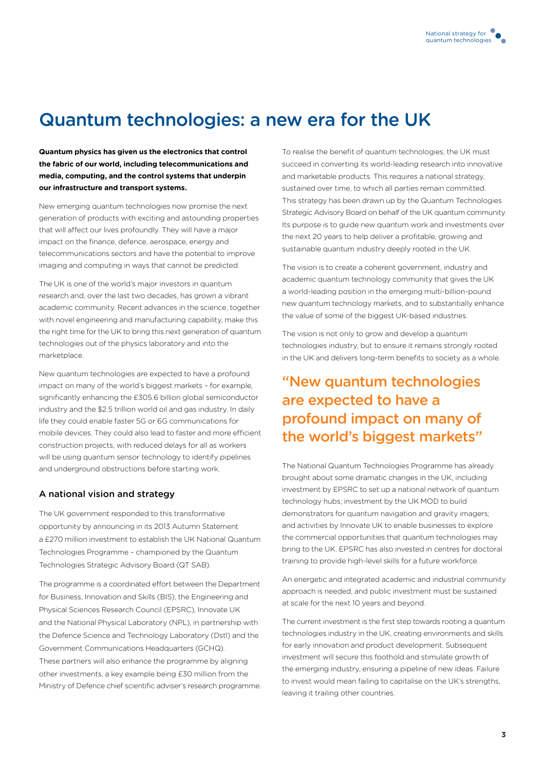# Quantum technologies: a new era for the UK

**Quantum physics has given us the electronics that control the fabric of our world, including telecommunications and media, computing, and the control systems that underpin our infrastructure and transport systems.**

New emerging quantum technologies now promise the next generation of products with exciting and astounding properties that will affect our lives profoundly. They will have a major impact on the finance, defence, aerospace, energy and telecommunications sectors and have the potential to improve imaging and computing in ways that cannot be predicted.

The UK is one of the world's major investors in quantum research and, over the last two decades, has grown a vibrant academic community. Recent advances in the science, together with novel engineering and manufacturing capability, make this the right time for the UK to bring this next generation of quantum technologies out of the physics laboratory and into the marketplace.

New quantum technologies are expected to have a profound impact on many of the world's biggest markets – for example, significantly enhancing the £305.6 billion global semiconductor industry and the $2.5 trillion world oil and gas industry. In daily life they could enable faster 5G or 6G communications for mobile devices. They could also lead to faster and more efficient construction projects, with reduced delays for all as workers will be using quantum sensor technology to identify pipelines and underground obstructions before starting work.

### A national vision and strategy

The UK government responded to this transformative opportunity by announcing in its 2013 Autumn Statement a £270 million investment to establish the UK National Quantum Technologies Programme – championed by the Quantum Technologies Strategic Advisory Board (QT SAB).

The programme is a coordinated effort between the Department for Business, Innovation and Skills (BIS), the Engineering and Physical Sciences Research Council (EPSRC), Innovate UK and the National Physical Laboratory (NPL), in partnership with the Defence Science and Technology Laboratory (Dstl) and the Government Communications Headquarters (GCHQ). These partners will also enhance the programme by aligning other investments, a key example being £30 million from the Ministry of Defence chief scientific adviser's research programme.

To realise the benefit of quantum technologies, the UK must succeed in converting its world-leading research into innovative and marketable products. This requires a national strategy, sustained over time, to which all parties remain committed. This strategy has been drawn up by the Quantum Technologies Strategic Advisory Board on behalf of the UK quantum community. Its purpose is to guide new quantum work and investments over the next 20 years to help deliver a profitable, growing and sustainable quantum industry deeply rooted in the UK.

The vision is to create a coherent government, industry and academic quantum technology community that gives the UK a world-leading position in the emerging multi-billion-pound new quantum technology markets, and to substantially enhance the value of some of the biggest UK-based industries.

The vision is not only to grow and develop a quantum technologies industry, but to ensure it remains strongly rooted in the UK and delivers long-term benefits to society as a whole.

> "New quantum technologies are expected to have a profound impact on many of the world's biggest markets"

The National Quantum Technologies Programme has already brought about some dramatic changes in the UK, including investment by EPSRC to set up a national network of quantum technology hubs; investment by the UK MOD to build demonstrators for quantum navigation and gravity imagers; and activities by Innovate UK to enable businesses to explore the commercial opportunities that quantum technologies may bring to the UK. EPSRC has also invested in centres for doctoral training to provide high-level skills for a future workforce.

An energetic and integrated academic and industrial community approach is needed, and public investment must be sustained at scale for the next 10 years and beyond.

The current investment is the first step towards rooting a quantum technologies industry in the UK, creating environments and skills for early innovation and product development. Subsequent investment will secure this foothold and stimulate growth of the emerging industry, ensuring a pipeline of new ideas. Failure to invest would mean failing to capitalise on the UK's strengths, leaving it trailing other countries.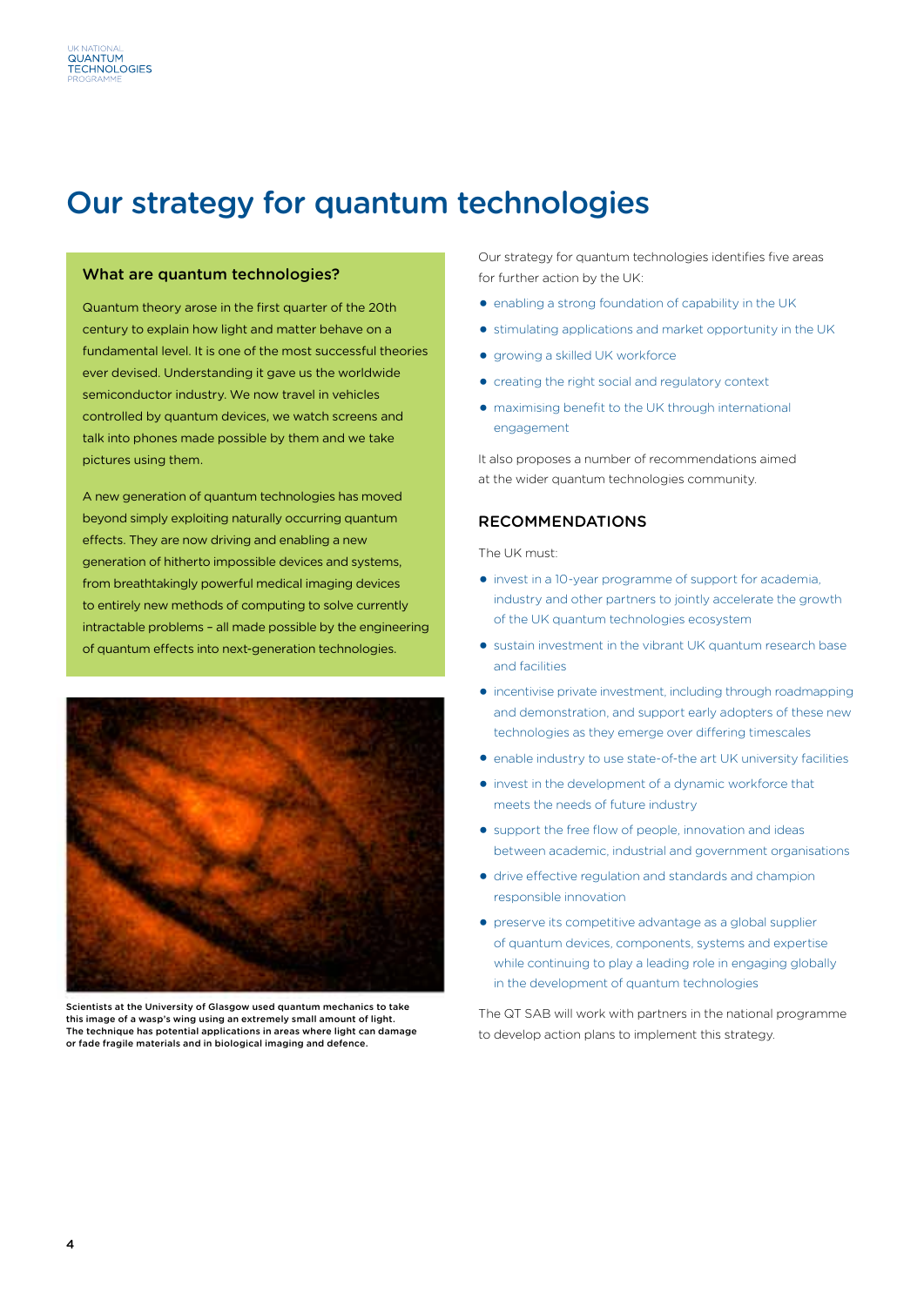# Our strategy for quantum technologies

### What are quantum technologies?

Quantum theory arose in the first quarter of the 20th century to explain how light and matter behave on a fundamental level. It is one of the most successful theories ever devised. Understanding it gave us the worldwide semiconductor industry. We now travel in vehicles controlled by quantum devices, we watch screens and talk into phones made possible by them and we take pictures using them.

A new generation of quantum technologies has moved beyond simply exploiting naturally occurring quantum effects. They are now driving and enabling a new generation of hitherto impossible devices and systems, from breathtakingly powerful medical imaging devices to entirely new methods of computing to solve currently intractable problems – all made possible by the engineering of quantum effects into next-generation technologies.

**Scientists at the University of Glasgow used quantum mechanics to take this image of a wasp's wing using an extremely small amount of light. The technique has potential applications in areas where light can damage or fade fragile materials and in biological imaging and defence.**

Our strategy for quantum technologies identifies five areas for further action by the UK:

- enabling a strong foundation of capability in the UK
- stimulating applications and market opportunity in the UK
- growing a skilled UK workforce
- creating the right social and regulatory context
- maximising benefit to the UK through international engagement

It also proposes a number of recommendations aimed at the wider quantum technologies community.

## RECOMMENDATIONS

The UK must:

- invest in a 10-year programme of support for academia, industry and other partners to jointly accelerate the growth of the UK quantum technologies ecosystem
- sustain investment in the vibrant UK quantum research base and facilities
- incentivise private investment, including through roadmapping and demonstration, and support early adopters of these new technologies as they emerge over differing timescales
- enable industry to use state-of-the art UK university facilities
- invest in the development of a dynamic workforce that meets the needs of future industry
- support the free flow of people, innovation and ideas between academic, industrial and government organisations
- drive effective regulation and standards and champion responsible innovation
- preserve its competitive advantage as a global supplier of quantum devices, components, systems and expertise while continuing to play a leading role in engaging globally in the development of quantum technologies

The QT SAB will work with partners in the national programme to develop action plans to implement this strategy.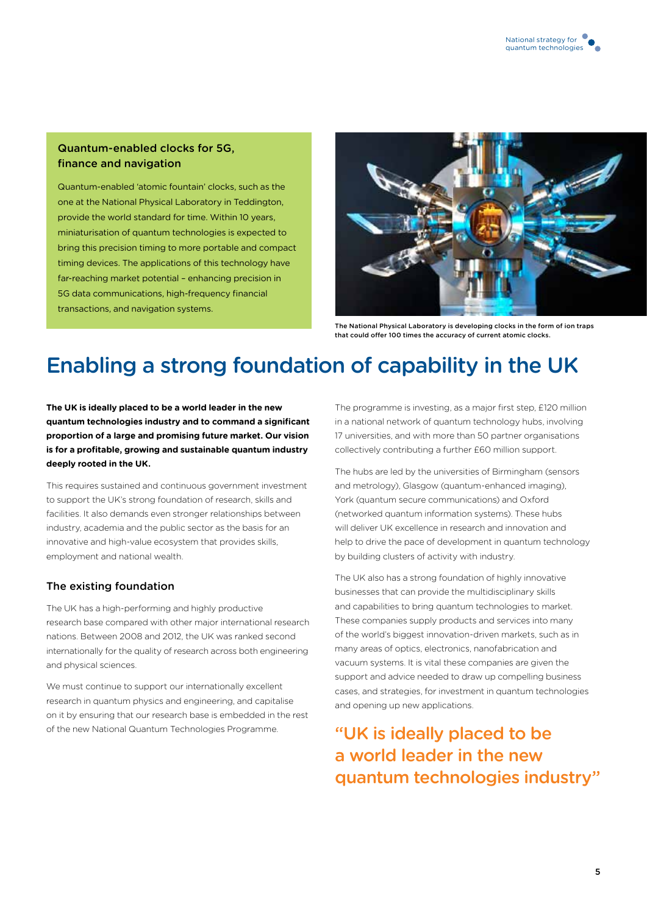### Quantum-enabled clocks for 5G, finance and navigation

Quantum-enabled 'atomic fountain' clocks, such as the one at the National Physical Laboratory in Teddington, provide the world standard for time. Within 10 years, miniaturisation of quantum technologies is expected to bring this precision timing to more portable and compact timing devices. The applications of this technology have far-reaching market potential – enhancing precision in 5G data communications, high-frequency financial transactions, and navigation systems.

The National Physical Laboratory is developing clocks in the form of ion traps that could offer 100 times the accuracy of current atomic clocks.

# Enabling a strong foundation of capability in the UK

**The UK is ideally placed to be a world leader in the new quantum technologies industry and to command a significant proportion of a large and promising future market. Our vision is for a profitable, growing and sustainable quantum industry deeply rooted in the UK.**

This requires sustained and continuous government investment to support the UK's strong foundation of research, skills and facilities. It also demands even stronger relationships between industry, academia and the public sector as the basis for an innovative and high-value ecosystem that provides skills, employment and national wealth.

## The existing foundation

The UK has a high-performing and highly productive research base compared with other major international research nations. Between 2008 and 2012, the UK was ranked second internationally for the quality of research across both engineering and physical sciences.

We must continue to support our internationally excellent research in quantum physics and engineering, and capitalise on it by ensuring that our research base is embedded in the rest of the new National Quantum Technologies Programme.

The programme is investing, as a major first step, £120 million in a national network of quantum technology hubs, involving 17 universities, and with more than 50 partner organisations collectively contributing a further £60 million support.

The hubs are led by the universities of Birmingham (sensors and metrology), Glasgow (quantum-enhanced imaging), York (quantum secure communications) and Oxford (networked quantum information systems). These hubs will deliver UK excellence in research and innovation and help to drive the pace of development in quantum technology by building clusters of activity with industry.

The UK also has a strong foundation of highly innovative businesses that can provide the multidisciplinary skills and capabilities to bring quantum technologies to market. These companies supply products and services into many of the world's biggest innovation-driven markets, such as in many areas of optics, electronics, nanofabrication and vacuum systems. It is vital these companies are given the support and advice needed to draw up compelling business cases, and strategies, for investment in quantum technologies and opening up new applications.

> "UK is ideally placed to be a world leader in the new quantum technologies industry"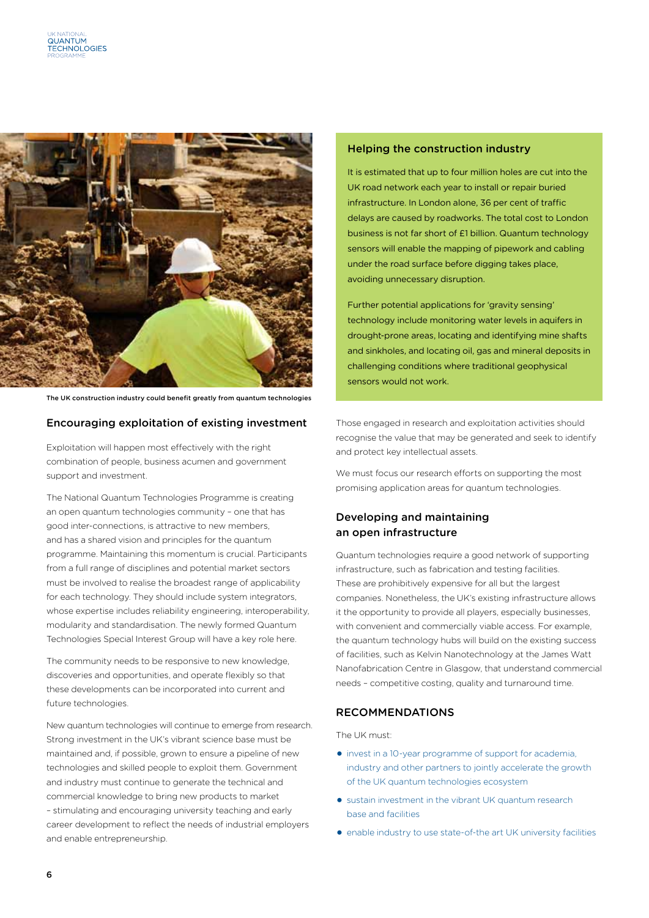The UK construction industry could benefit greatly from quantum technologies

## Helping the construction industry

It is estimated that up to four million holes are cut into the UK road network each year to install or repair buried infrastructure. In London alone, 36 per cent of traffic delays are caused by roadworks. The total cost to London business is not far short of £1 billion. Quantum technology sensors will enable the mapping of pipework and cabling under the road surface before digging takes place, avoiding unnecessary disruption.

Further potential applications for 'gravity sensing' technology include monitoring water levels in aquifers in drought-prone areas, locating and identifying mine shafts and sinkholes, and locating oil, gas and mineral deposits in challenging conditions where traditional geophysical sensors would not work.

## Encouraging exploitation of existing investment

Exploitation will happen most effectively with the right combination of people, business acumen and government support and investment.

The National Quantum Technologies Programme is creating an open quantum technologies community – one that has good inter-connections, is attractive to new members, and has a shared vision and principles for the quantum programme. Maintaining this momentum is crucial. Participants from a full range of disciplines and potential market sectors must be involved to realise the broadest range of applicability for each technology. They should include system integrators, whose expertise includes reliability engineering, interoperability, modularity and standardisation. The newly formed Quantum Technologies Special Interest Group will have a key role here.

The community needs to be responsive to new knowledge, discoveries and opportunities, and operate flexibly so that these developments can be incorporated into current and future technologies.

New quantum technologies will continue to emerge from research. Strong investment in the UK's vibrant science base must be maintained and, if possible, grown to ensure a pipeline of new technologies and skilled people to exploit them. Government and industry must continue to generate the technical and commercial knowledge to bring new products to market – stimulating and encouraging university teaching and early career development to reflect the needs of industrial employers and enable entrepreneurship.

Those engaged in research and exploitation activities should recognise the value that may be generated and seek to identify and protect key intellectual assets.

We must focus our research efforts on supporting the most promising application areas for quantum technologies.

## Developing and maintaining an open infrastructure

Quantum technologies require a good network of supporting infrastructure, such as fabrication and testing facilities. These are prohibitively expensive for all but the largest companies. Nonetheless, the UK's existing infrastructure allows it the opportunity to provide all players, especially businesses, with convenient and commercially viable access. For example, the quantum technology hubs will build on the existing success of facilities, such as Kelvin Nanotechnology at the James Watt Nanofabrication Centre in Glasgow, that understand commercial needs – competitive costing, quality and turnaround time.

## RECOMMENDATIONS

The UK must:

- invest in a 10-year programme of support for academia, industry and other partners to jointly accelerate the growth of the UK quantum technologies ecosystem
- sustain investment in the vibrant UK quantum research base and facilities
- enable industry to use state-of-the art UK university facilities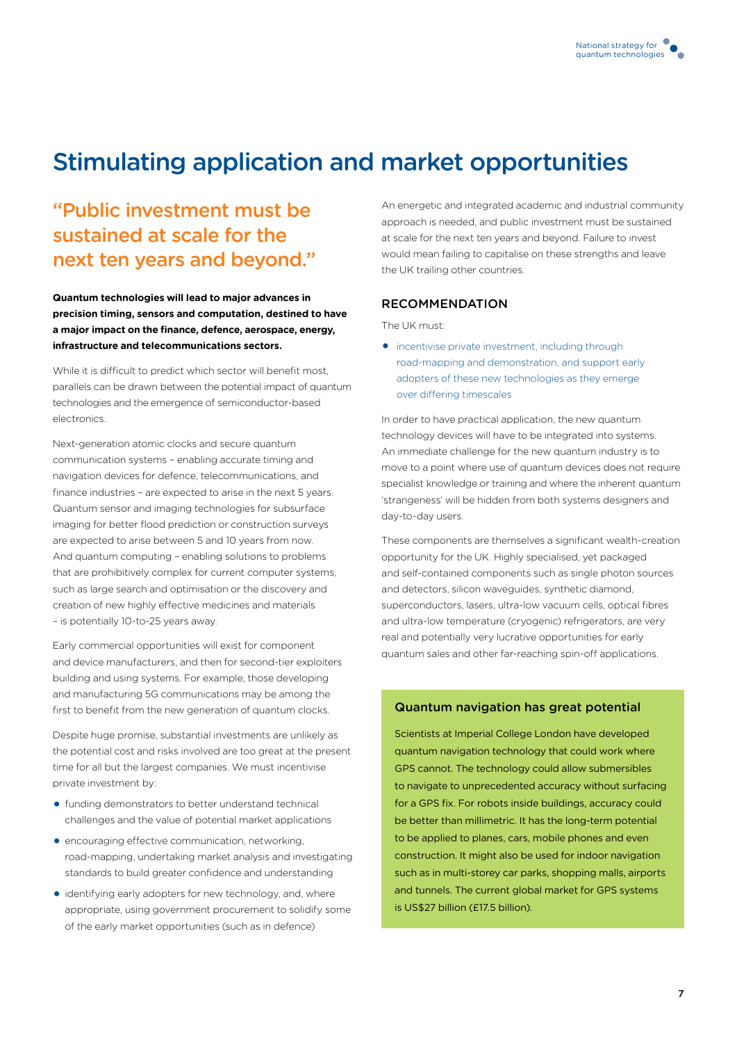# Stimulating application and market opportunities

## "Public investment must be sustained at scale for the next ten years and beyond."

**Quantum technologies will lead to major advances in precision timing, sensors and computation, destined to have a major impact on the finance, defence, aerospace, energy, infrastructure and telecommunications sectors.**

While it is difficult to predict which sector will benefit most, parallels can be drawn between the potential impact of quantum technologies and the emergence of semiconductor-based electronics.

Next-generation atomic clocks and secure quantum communication systems – enabling accurate timing and navigation devices for defence, telecommunications, and finance industries – are expected to arise in the next 5 years. Quantum sensor and imaging technologies for subsurface imaging for better flood prediction or construction surveys are expected to arise between 5 and 10 years from now. And quantum computing – enabling solutions to problems that are prohibitively complex for current computer systems, such as large search and optimisation or the discovery and creation of new highly effective medicines and materials – is potentially 10-to-25 years away.

Early commercial opportunities will exist for component and device manufacturers, and then for second-tier exploiters building and using systems. For example, those developing and manufacturing 5G communications may be among the first to benefit from the new generation of quantum clocks.

Despite huge promise, substantial investments are unlikely as the potential cost and risks involved are too great at the present time for all but the largest companies. We must incentivise private investment by:

- funding demonstrators to better understand technical challenges and the value of potential market applications
- encouraging effective communication, networking, road-mapping, undertaking market analysis and investigating standards to build greater confidence and understanding
- identifying early adopters for new technology, and, where appropriate, using government procurement to solidify some of the early market opportunities (such as in defence)

An energetic and integrated academic and industrial community approach is needed, and public investment must be sustained at scale for the next ten years and beyond. Failure to invest would mean failing to capitalise on these strengths and leave the UK trailing other countries.

### RECOMMENDATION

The UK must:

- incentivise private investment, including through road-mapping and demonstration, and support early adopters of these new technologies as they emerge over differing timescales

In order to have practical application, the new quantum technology devices will have to be integrated into systems. An immediate challenge for the new quantum industry is to move to a point where use of quantum devices does not require specialist knowledge or training and where the inherent quantum 'strangeness' will be hidden from both systems designers and day-to-day users.

These components are themselves a significant wealth-creation opportunity for the UK. Highly specialised, yet packaged and self-contained components such as single photon sources and detectors, silicon waveguides, synthetic diamond, superconductors, lasers, ultra-low vacuum cells, optical fibres and ultra-low temperature (cryogenic) refrigerators, are very real and potentially very lucrative opportunities for early quantum sales and other far-reaching spin-off applications.

### Quantum navigation has great potential

Scientists at Imperial College London have developed quantum navigation technology that could work where GPS cannot. The technology could allow submersibles to navigate to unprecedented accuracy without surfacing for a GPS fix. For robots inside buildings, accuracy could be better than millimetric. It has the long-term potential to be applied to planes, cars, mobile phones and even construction. It might also be used for indoor navigation such as in multi-storey car parks, shopping malls, airports and tunnels. The current global market for GPS systems is US$27 billion (£17.5 billion).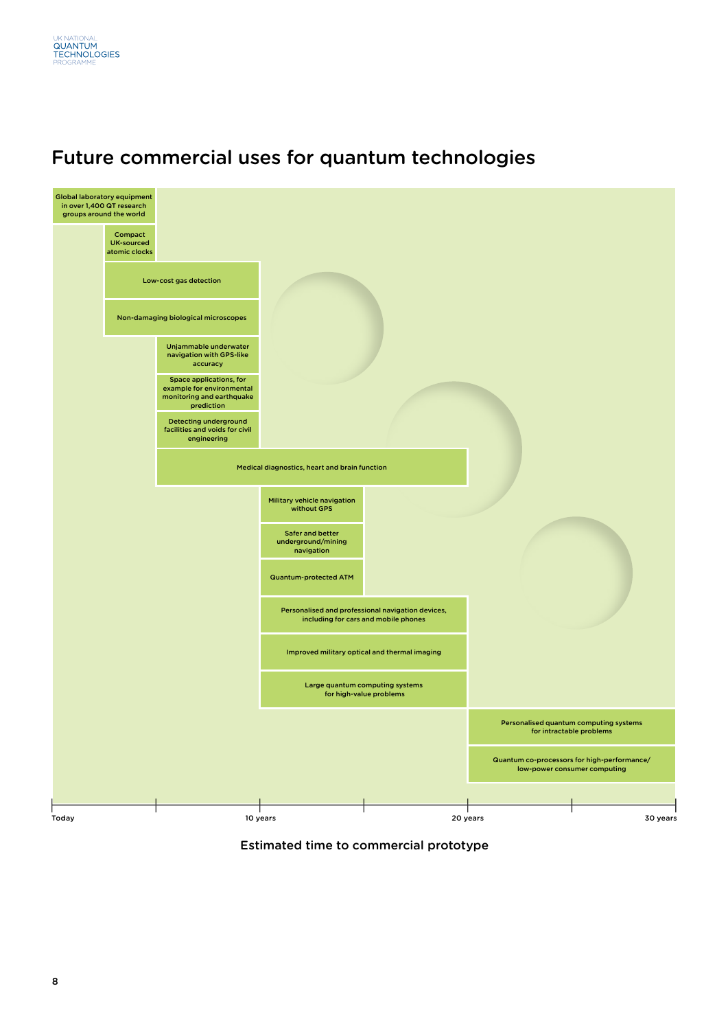# Future commercial uses for quantum technologies

| Application | Estimated time to commercial prototype |
| --- | --- |
| Global laboratory equipment in over 1,400 QT research groups around the world | Today – 5 years |
| Compact UK-sourced atomic clocks | 2.5 – 5 years |
| Low-cost gas detection | 2.5 – 10 years |
| Non-damaging biological microscopes | 2.5 – 10 years |
| Unjammable underwater navigation with GPS-like accuracy | 5 – 10 years |
| Space applications, for example for environmental monitoring and earthquake prediction | 5 – 10 years |
| Detecting underground facilities and voids for civil engineering | 5 – 10 years |
| Medical diagnostics, heart and brain function | 5 – 20 years |
| Military vehicle navigation without GPS | 10 – 15 years |
| Safer and better underground/mining navigation | 10 – 15 years |
| Quantum-protected ATM | 10 – 15 years |
| Personalised and professional navigation devices, including for cars and mobile phones | 10 – 20 years |
| Improved military optical and thermal imaging | 10 – 20 years |
| Large quantum computing systems for high-value problems | 10 – 20 years |
| Personalised quantum computing systems for intractable problems | 20 – 30 years |
| Quantum co-processors for high-performance/low-power consumer computing | 20 – 30 years |

Estimated time to commercial prototype: Today, 10 years, 20 years, 30 years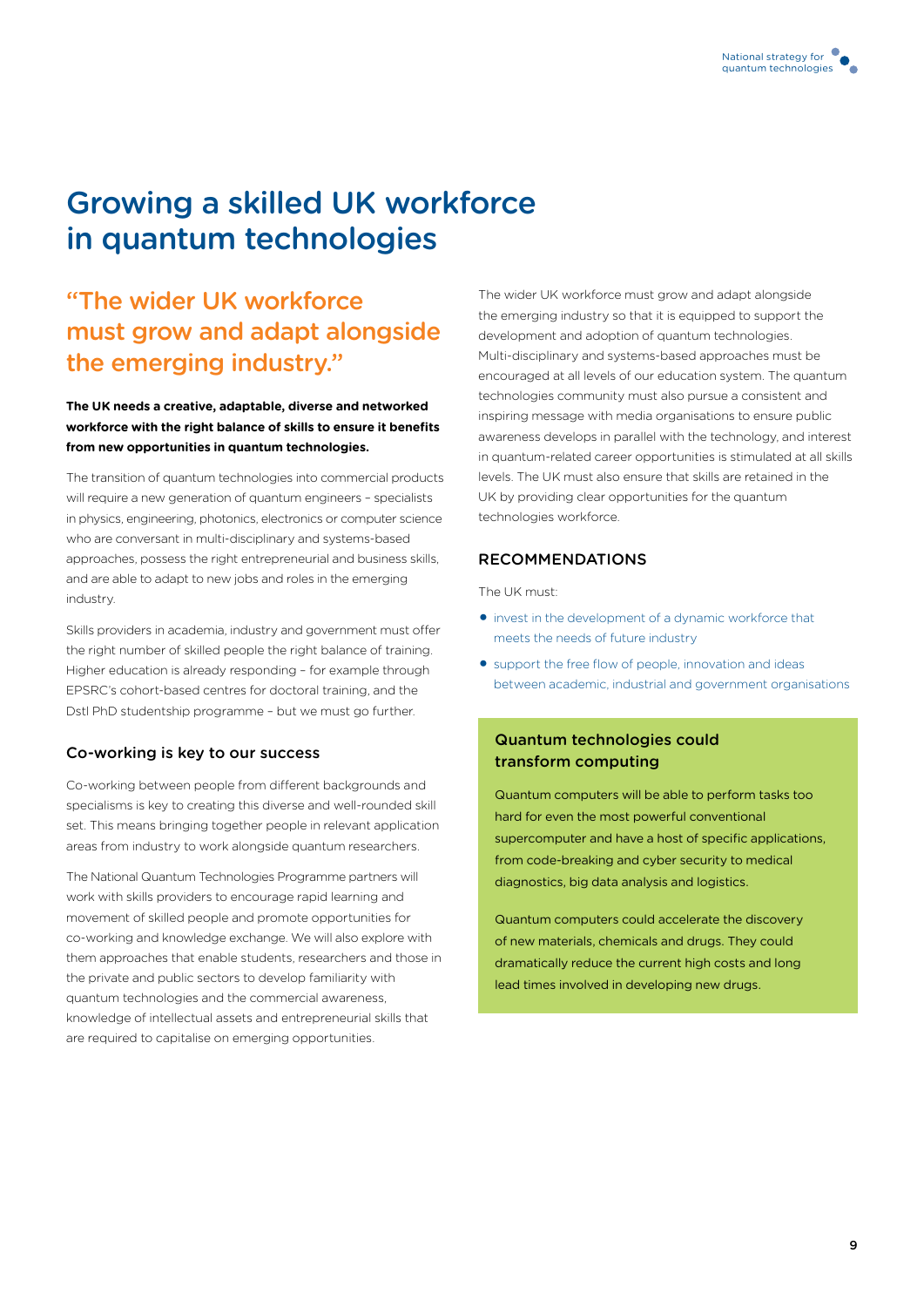# Growing a skilled UK workforce in quantum technologies

## "The wider UK workforce must grow and adapt alongside the emerging industry."

**The UK needs a creative, adaptable, diverse and networked workforce with the right balance of skills to ensure it benefits from new opportunities in quantum technologies.**

The transition of quantum technologies into commercial products will require a new generation of quantum engineers – specialists in physics, engineering, photonics, electronics or computer science who are conversant in multi-disciplinary and systems-based approaches, possess the right entrepreneurial and business skills, and are able to adapt to new jobs and roles in the emerging industry.

Skills providers in academia, industry and government must offer the right number of skilled people the right balance of training. Higher education is already responding – for example through EPSRC's cohort-based centres for doctoral training, and the Dstl PhD studentship programme – but we must go further.

### Co-working is key to our success

Co-working between people from different backgrounds and specialisms is key to creating this diverse and well-rounded skill set. This means bringing together people in relevant application areas from industry to work alongside quantum researchers.

The National Quantum Technologies Programme partners will work with skills providers to encourage rapid learning and movement of skilled people and promote opportunities for co-working and knowledge exchange. We will also explore with them approaches that enable students, researchers and those in the private and public sectors to develop familiarity with quantum technologies and the commercial awareness, knowledge of intellectual assets and entrepreneurial skills that are required to capitalise on emerging opportunities.

The wider UK workforce must grow and adapt alongside the emerging industry so that it is equipped to support the development and adoption of quantum technologies. Multi-disciplinary and systems-based approaches must be encouraged at all levels of our education system. The quantum technologies community must also pursue a consistent and inspiring message with media organisations to ensure public awareness develops in parallel with the technology, and interest in quantum-related career opportunities is stimulated at all skills levels. The UK must also ensure that skills are retained in the UK by providing clear opportunities for the quantum technologies workforce.

### RECOMMENDATIONS

The UK must:

- invest in the development of a dynamic workforce that meets the needs of future industry
- support the free flow of people, innovation and ideas between academic, industrial and government organisations

### Quantum technologies could transform computing

Quantum computers will be able to perform tasks too hard for even the most powerful conventional supercomputer and have a host of specific applications, from code-breaking and cyber security to medical diagnostics, big data analysis and logistics.

Quantum computers could accelerate the discovery of new materials, chemicals and drugs. They could dramatically reduce the current high costs and long lead times involved in developing new drugs.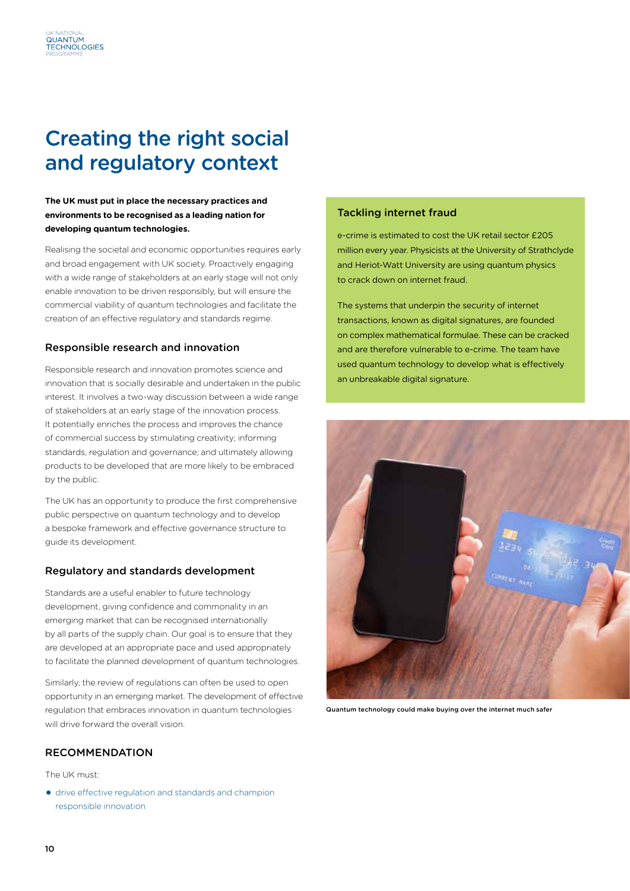# Creating the right social and regulatory context

**The UK must put in place the necessary practices and environments to be recognised as a leading nation for developing quantum technologies.**

Realising the societal and economic opportunities requires early and broad engagement with UK society. Proactively engaging with a wide range of stakeholders at an early stage will not only enable innovation to be driven responsibly, but will ensure the commercial viability of quantum technologies and facilitate the creation of an effective regulatory and standards regime.

## Responsible research and innovation

Responsible research and innovation promotes science and innovation that is socially desirable and undertaken in the public interest. It involves a two-way discussion between a wide range of stakeholders at an early stage of the innovation process. It potentially enriches the process and improves the chance of commercial success by stimulating creativity; informing standards, regulation and governance; and ultimately allowing products to be developed that are more likely to be embraced by the public.

The UK has an opportunity to produce the first comprehensive public perspective on quantum technology and to develop a bespoke framework and effective governance structure to guide its development.

## Regulatory and standards development

Standards are a useful enabler to future technology development, giving confidence and commonality in an emerging market that can be recognised internationally by all parts of the supply chain. Our goal is to ensure that they are developed at an appropriate pace and used appropriately to facilitate the planned development of quantum technologies.

Similarly, the review of regulations can often be used to open opportunity in an emerging market. The development of effective regulation that embraces innovation in quantum technologies will drive forward the overall vision.

## RECOMMENDATION

The UK must:

- drive effective regulation and standards and champion responsible innovation

## Tackling internet fraud

e-crime is estimated to cost the UK retail sector £205 million every year. Physicists at the University of Strathclyde and Heriot-Watt University are using quantum physics to crack down on internet fraud.

The systems that underpin the security of internet transactions, known as digital signatures, are founded on complex mathematical formulae. These can be cracked and are therefore vulnerable to e-crime. The team have used quantum technology to develop what is effectively an unbreakable digital signature.

Quantum technology could make buying over the internet much safer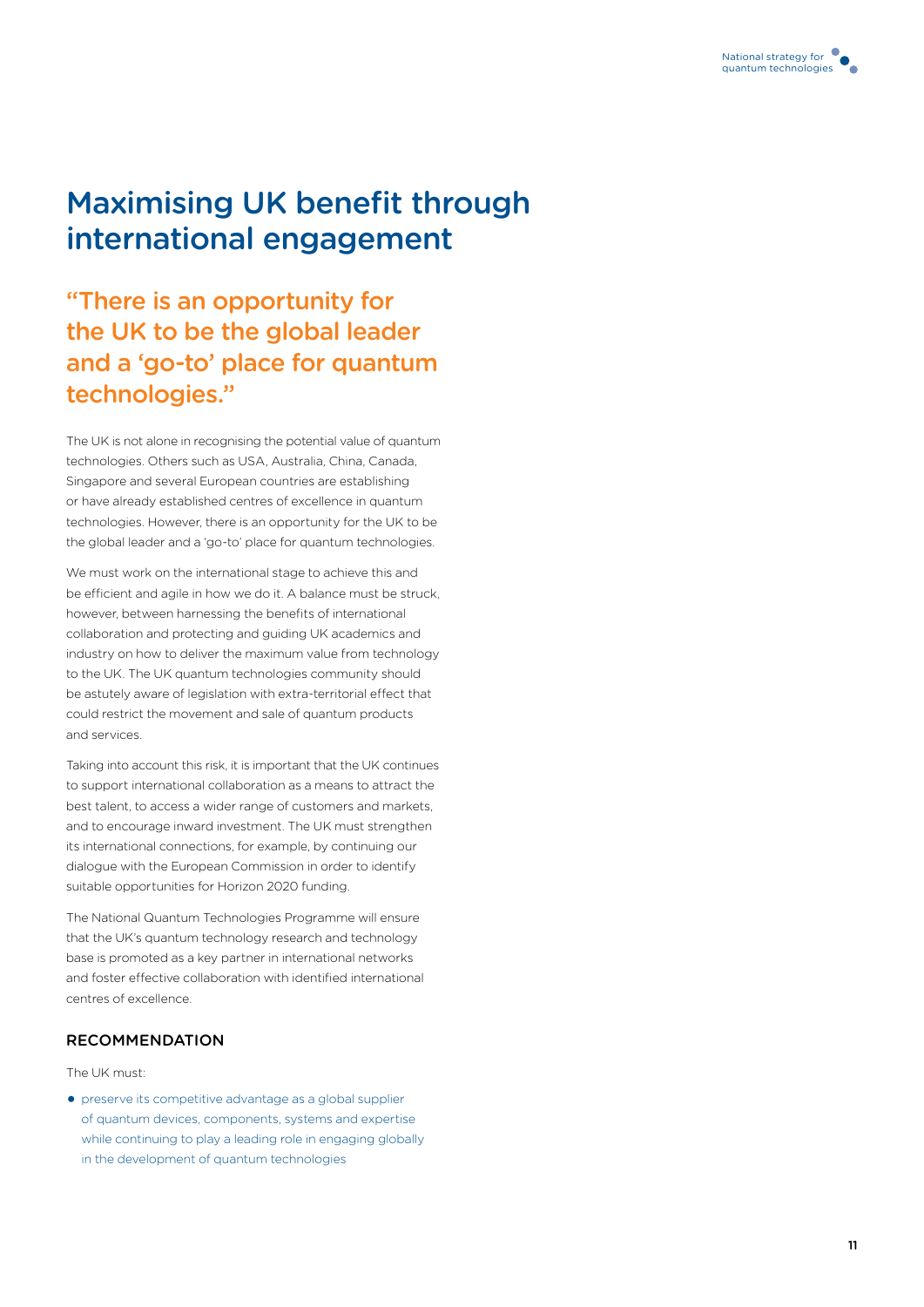# Maximising UK benefit through international engagement

## "There is an opportunity for the UK to be the global leader and a 'go-to' place for quantum technologies."

The UK is not alone in recognising the potential value of quantum technologies. Others such as USA, Australia, China, Canada, Singapore and several European countries are establishing or have already established centres of excellence in quantum technologies. However, there is an opportunity for the UK to be the global leader and a 'go-to' place for quantum technologies.

We must work on the international stage to achieve this and be efficient and agile in how we do it. A balance must be struck, however, between harnessing the benefits of international collaboration and protecting and guiding UK academics and industry on how to deliver the maximum value from technology to the UK. The UK quantum technologies community should be astutely aware of legislation with extra-territorial effect that could restrict the movement and sale of quantum products and services.

Taking into account this risk, it is important that the UK continues to support international collaboration as a means to attract the best talent, to access a wider range of customers and markets, and to encourage inward investment. The UK must strengthen its international connections, for example, by continuing our dialogue with the European Commission in order to identify suitable opportunities for Horizon 2020 funding.

The National Quantum Technologies Programme will ensure that the UK's quantum technology research and technology base is promoted as a key partner in international networks and foster effective collaboration with identified international centres of excellence.

### RECOMMENDATION

The UK must:

- preserve its competitive advantage as a global supplier of quantum devices, components, systems and expertise while continuing to play a leading role in engaging globally in the development of quantum technologies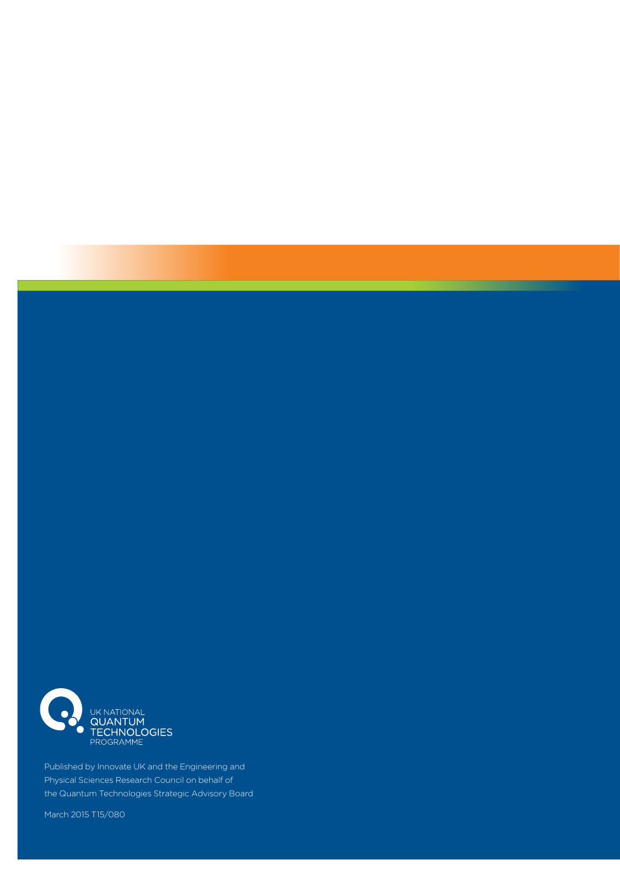UK NATIONAL
QUANTUM
TECHNOLOGIES
PROGRAMME

Published by Innovate UK and the Engineering and Physical Sciences Research Council on behalf of the Quantum Technologies Strategic Advisory Board

March 2015 T15/080